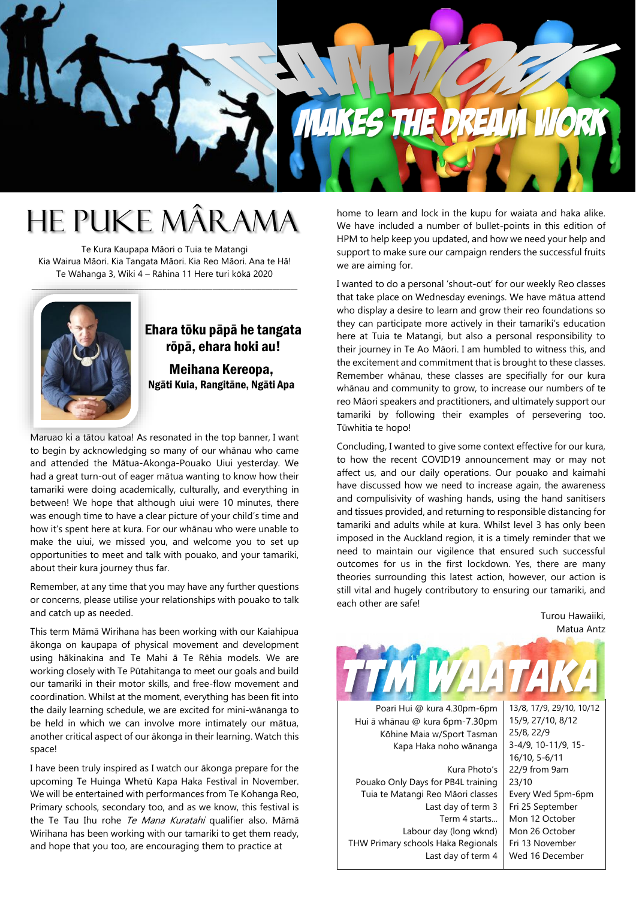TEAMWORK MAKES THE DREAM WORK

# HE PUKE MÂRAMA

Te Kura Kaupapa Māori o Tuia te Matangi
Kia Wairua Māori. Kia Tangata Māori. Kia Reo Māori. Ana te Hā!
Te Wāhanga 3, Wiki 4 – Rāhina 11 Here turi kōkā 2020

**Ehara tōku pāpā he tangata rōpā, ehara hoki au!**

**Meihana Kereopa,**
**Ngāti Kuia, Rangitāne, Ngāti Apa**

Maruao ki a tātou katoa! As resonated in the top banner, I want to begin by acknowledging so many of our whānau who came and attended the Mātua-Akonga-Pouako Uiui yesterday. We had a great turn-out of eager mātua wanting to know how their tamariki were doing academically, culturally, and everything in between! We hope that although uiui were 10 minutes, there was enough time to have a clear picture of your child's time and how it's spent here at kura. For our whānau who were unable to make the uiui, we missed you, and welcome you to set up opportunities to meet and talk with pouako, and your tamariki, about their kura journey thus far.

Remember, at any time that you may have any further questions or concerns, please utilise your relationships with pouako to talk and catch up as needed.

This term Māmā Wirihana has been working with our Kaiahipua ākonga on kaupapa of physical movement and development using hākinakina and Te Mahi ā Te Rēhia models. We are working closely with Te Pūtahitanga to meet our goals and build our tamariki in their motor skills, and free-flow movement and coordination. Whilst at the moment, everything has been fit into the daily learning schedule, we are excited for mini-wānanga to be held in which we can involve more intimately our mātua, another critical aspect of our ākonga in their learning. Watch this space!

I have been truly inspired as I watch our ākonga prepare for the upcoming Te Huinga Whetū Kapa Haka Festival in November. We will be entertained with performances from Te Kohanga Reo, Primary schools, secondary too, and as we know, this festival is the Te Tau Ihu rohe *Te Mana Kuratahi* qualifier also. Māmā Wirihana has been working with our tamariki to get them ready, and hope that you too, are encouraging them to practice at home to learn and lock in the kupu for waiata and haka alike. We have included a number of bullet-points in this edition of HPM to help keep you updated, and how we need your help and support to make sure our campaign renders the successful fruits we are aiming for.

I wanted to do a personal 'shout-out' for our weekly Reo classes that take place on Wednesday evenings. We have mātua attend who display a desire to learn and grow their reo foundations so they can participate more actively in their tamariki's education here at Tuia te Matangi, but also a personal responsibility to their journey in Te Ao Māori. I am humbled to witness this, and the excitement and commitment that is brought to these classes. Remember whānau, these classes are specifially for our kura whānau and community to grow, to increase our numbers of te reo Māori speakers and practitioners, and ultimately support our tamariki by following their examples of persevering too. Tūwhitia te hopo!

Concluding, I wanted to give some context effective for our kura, to how the recent COVID19 announcement may or may not affect us, and our daily operations. Our pouako and kaimahi have discussed how we need to increase again, the awareness and compulsivity of washing hands, using the hand sanitisers and tissues provided, and returning to responsible distancing for tamariki and adults while at kura. Whilst level 3 has only been imposed in the Auckland region, it is a timely reminder that we need to maintain our vigilence that ensured such successful outcomes for us in the first lockdown. Yes, there are many theories surrounding this latest action, however, our action is still vital and hugely contributory to ensuring our tamariki, and each other are safe!

Turou Hawaiiki,
Matua Antz

## TTM WAATAKA

| Event | Date |
|---|---|
| Poari Hui @ kura 4.30pm-6pm | 13/8, 17/9, 29/10, 10/12 |
| Hui ā whānau @ kura 6pm-7.30pm | 15/9, 27/10, 8/12 |
| Kōhine Maia w/Sport Tasman | 25/8, 22/9 |
| Kapa Haka noho wānanga | 3-4/9, 10-11/9, 15-16/10, 5-6/11 |
| Kura Photo's | 22/9 from 9am |
| Pouako Only Days for PB4L training | 23/10 |
| Tuia te Matangi Reo Māori classes | Every Wed 5pm-6pm |
| Last day of term 3 | Fri 25 September |
| Term 4 starts... | Mon 12 October |
| Labour day (long wknd) | Mon 26 October |
| THW Primary schools Haka Regionals | Fri 13 November |
| Last day of term 4 | Wed 16 December |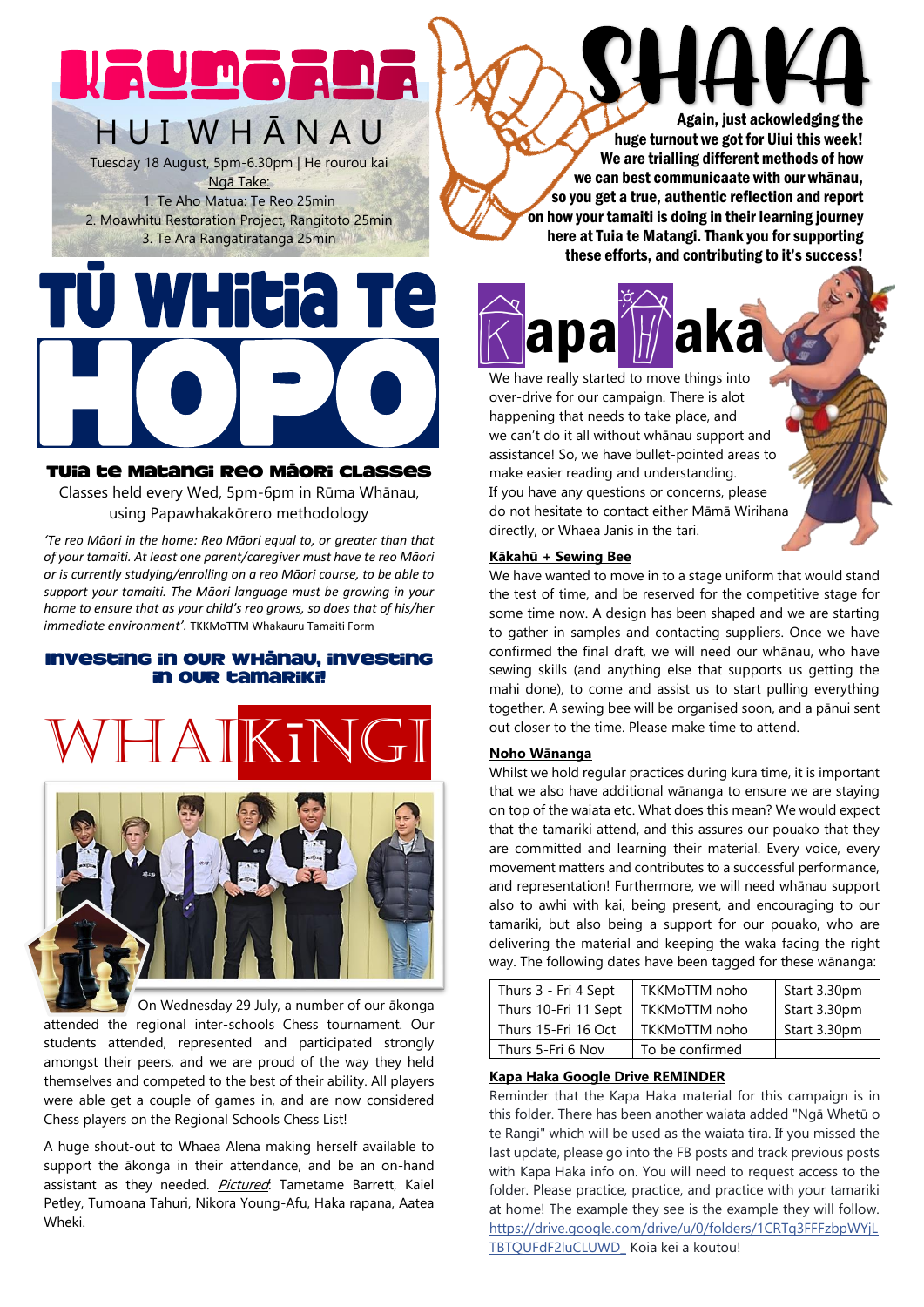# KAUMĀTUA

## HUI WHĀNAU

Tuesday 18 August, 5pm-6.30pm | He rourou kai

Ngā Take:

1. Te Aho Matua: Te Reo 25min
2. Moawhitu Restoration Project, Rangitoto 25min
3. Te Ara Rangatiratanga 25min

# TŪ WHITIA TE HOPO

### TUIA TE MATANGI REO MĀORI CLASSES

Classes held every Wed, 5pm-6pm in Rūma Whānau, using Papawhakakōrero methodology

*'Te reo Māori in the home: Reo Māori equal to, or greater than that of your tamaiti. At least one parent/caregiver must have te reo Māori or is currently studying/enrolling on a reo Māori course, to be able to support your tamaiti. The Māori language must be growing in your home to ensure that as your child's reo grows, so does that of his/her immediate environment'.* TKKMoTTM Whakauru Tamaiti Form

### INVESTING IN OUR WHĀNAU, INVESTING IN OUR TAMARIKI!

# WHAIKĪNGI

On Wednesday 29 July, a number of our ākonga attended the regional inter-schools Chess tournament. Our students attended, represented and participated strongly amongst their peers, and we are proud of the way they held themselves and competed to the best of their ability. All players were able get a couple of games in, and are now considered Chess players on the Regional Schools Chess List!

A huge shout-out to Whaea Alena making herself available to support the ākonga in their attendance, and be an on-hand assistant as they needed. *Pictured*: Tametame Barrett, Kaiel Petley, Tumoana Tahuri, Nikora Young-Afu, Haka rapana, Aatea Wheki.

# SHAKA

**Again, just ackowledging the huge turnout we got for Uiui this week! We are trialling different methods of how we can best communicaate with our whānau, so you get a true, authentic reflection and report on how your tamaiti is doing in their learning journey here at Tuia te Matangi. Thank you for supporting these efforts, and contributing to it's success!**

# Kapa Haka

We have really started to move things into over-drive for our campaign. There is alot happening that needs to take place, and we can't do it all without whānau support and assistance! So, we have bullet-pointed areas to make easier reading and understanding.

If you have any questions or concerns, please do not hesitate to contact either Māmā Wirihana directly, or Whaea Janis in the tari.

**Kākahū + Sewing Bee**

We have wanted to move in to a stage uniform that would stand the test of time, and be reserved for the competitive stage for some time now. A design has been shaped and we are starting to gather in samples and contacting suppliers. Once we have confirmed the final draft, we will need our whānau, who have sewing skills (and anything else that supports us getting the mahi done), to come and assist us to start pulling everything together. A sewing bee will be organised soon, and a pānui sent out closer to the time. Please make time to attend.

**Noho Wānanga**

Whilst we hold regular practices during kura time, it is important that we also have additional wānanga to ensure we are staying on top of the waiata etc. What does this mean? We would expect that the tamariki attend, and this assures our pouako that they are committed and learning their material. Every voice, every movement matters and contributes to a successful performance, and representation! Furthermore, we will need whānau support also to awhi with kai, being present, and encouraging to our tamariki, but also being a support for our pouako, who are delivering the material and keeping the waka facing the right way. The following dates have been tagged for these wānanga:

| Thurs 3 - Fri 4 Sept | TKKMoTTM noho | Start 3.30pm |
|---|---|---|
| Thurs 10-Fri 11 Sept | TKKMoTTM noho | Start 3.30pm |
| Thurs 15-Fri 16 Oct | TKKMoTTM noho | Start 3.30pm |
| Thurs 5-Fri 6 Nov | To be confirmed | |

**Kapa Haka Google Drive REMINDER**

Reminder that the Kapa Haka material for this campaign is in this folder. There has been another waiata added "Ngā Whetū o te Rangi" which will be used as the waiata tira. If you missed the last update, please go into the FB posts and track previous posts with Kapa Haka info on. You will need to request access to the folder. Please practice, practice, and practice with your tamariki at home! The example they see is the example they will follow. https://drive.google.com/drive/u/0/folders/1CRTq3FFFzbpWYjLTBTQUFdF2luCLUWD_ Koia kei a koutou!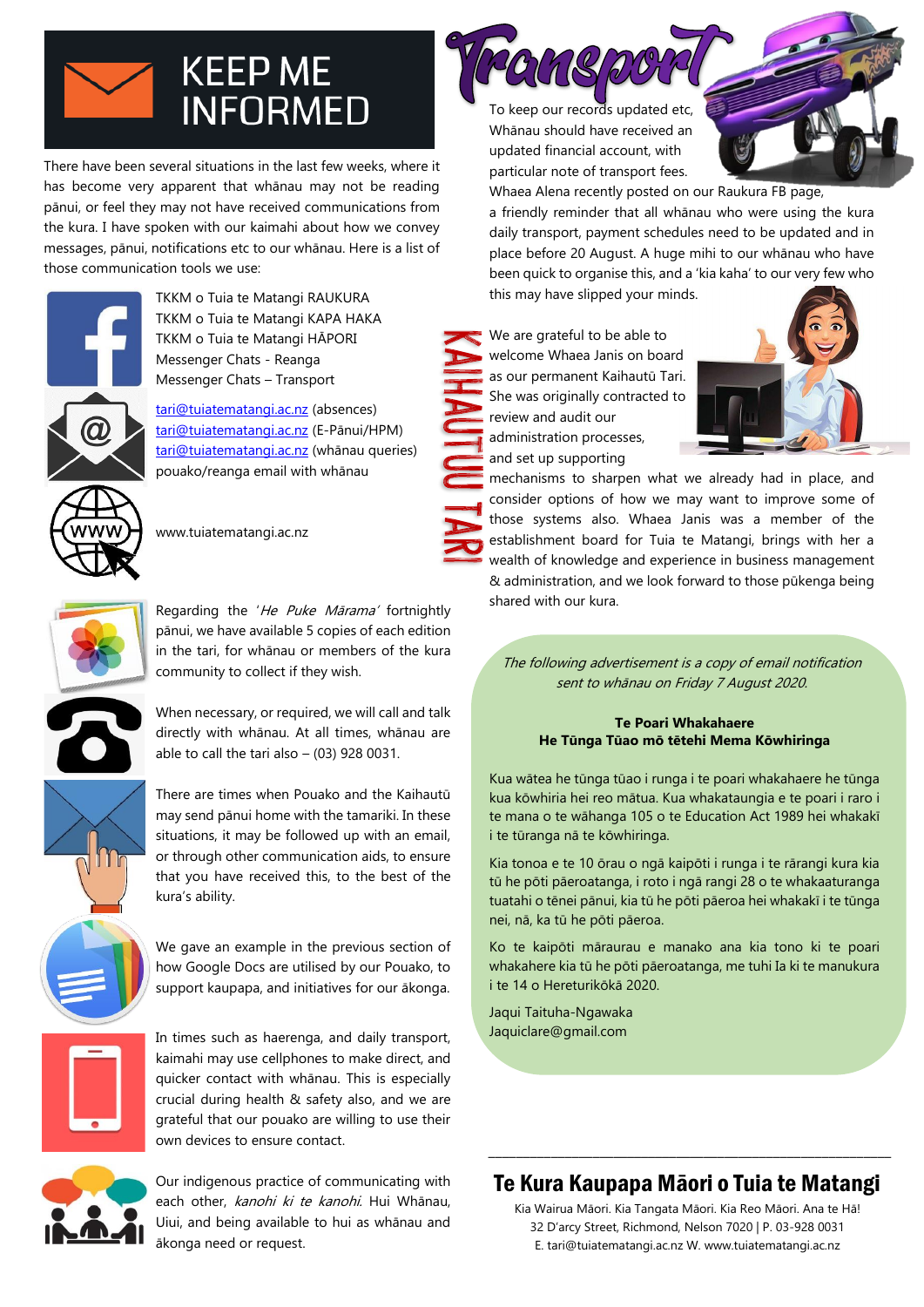# KEEP ME INFORMED

There have been several situations in the last few weeks, where it has become very apparent that whānau may not be reading pānui, or feel they may not have received communications from the kura. I have spoken with our kaimahi about how we convey messages, pānui, notifications etc to our whānau. Here is a list of those communication tools we use:

TKKM o Tuia te Matangi RAUKURA
TKKM o Tuia te Matangi KAPA HAKA
TKKM o Tuia te Matangi HĀPORI
Messenger Chats - Reanga
Messenger Chats – Transport

tari@tuiatematangi.ac.nz (absences)
tari@tuiatematangi.ac.nz (E-Pānui/HPM)
tari@tuiatematangi.ac.nz (whānau queries)
pouako/reanga email with whānau

www.tuiatematangi.ac.nz

Regarding the '*He Puke Mārama*' fortnightly pānui, we have available 5 copies of each edition in the tari, for whānau or members of the kura community to collect if they wish.

When necessary, or required, we will call and talk directly with whānau. At all times, whānau are able to call the tari also – (03) 928 0031.

There are times when Pouako and the Kaihautū may send pānui home with the tamariki. In these situations, it may be followed up with an email, or through other communication aids, to ensure that you have received this, to the best of the kura's ability.

We gave an example in the previous section of how Google Docs are utilised by our Pouako, to support kaupapa, and initiatives for our ākonga.

In times such as haerenga, and daily transport, kaimahi may use cellphones to make direct, and quicker contact with whānau. This is especially crucial during health & safety also, and we are grateful that our pouako are willing to use their own devices to ensure contact.

Our indigenous practice of communicating with each other, *kanohi ki te kanohi.* Hui Whānau, Uiui, and being available to hui as whānau and ākonga need or request.

# Transport

To keep our records updated etc, Whānau should have received an updated financial account, with particular note of transport fees. Whaea Alena recently posted on our Raukura FB page, a friendly reminder that all whānau who were using the kura daily transport, payment schedules need to be updated and in place before 20 August. A huge mihi to our whānau who have been quick to organise this, and a 'kia kaha' to our very few who this may have slipped your minds.

# KAIHAUTŪ TARI

We are grateful to be able to welcome Whaea Janis on board as our permanent Kaihautū Tari. She was originally contracted to review and audit our administration processes, and set up supporting mechanisms to sharpen what we already had in place, and consider options of how we may want to improve some of those systems also. Whaea Janis was a member of the establishment board for Tuia te Matangi, brings with her a wealth of knowledge and experience in business management & administration, and we look forward to those pūkenga being shared with our kura.

*The following advertisement is a copy of email notification sent to whānau on Friday 7 August 2020.*

**Te Poari Whakahaere**
**He Tūnga Tūao mō tētehi Mema Kōwhiringa**

Kua wātea he tūnga tūao i runga i te poari whakahaere he tūnga kua kōwhiria hei reo mātua. Kua whakataungia e te poari i raro i te mana o te wāhanga 105 o te Education Act 1989 hei whakakī i te tūranga nā te kōwhiringa.

Kia tonoa e te 10 ōrau o ngā kaipōti i runga i te rārangi kura kia tū he pōti pāeroatanga, i roto i ngā rangi 28 o te whakaaturanga tuatahi o tēnei pānui, kia tū he pōti pāeroa hei whakakī i te tūnga nei, nā, ka tū he pōti pāeroa.

Ko te kaipōti māraurau e manako ana kia tono ki te poari whakahere kia tū he pōti pāeroatanga, me tuhi Ia ki te manukura i te 14 o Hereturikōkā 2020.

Jaqui Taituha-Ngawaka
Jaquiclare@gmail.com

## Te Kura Kaupapa Māori o Tuia te Matangi

Kia Wairua Māori. Kia Tangata Māori. Kia Reo Māori. Ana te Hā!
32 D'arcy Street, Richmond, Nelson 7020 | P. 03-928 0031
E. tari@tuiatematangi.ac.nz W. www.tuiatematangi.ac.nz